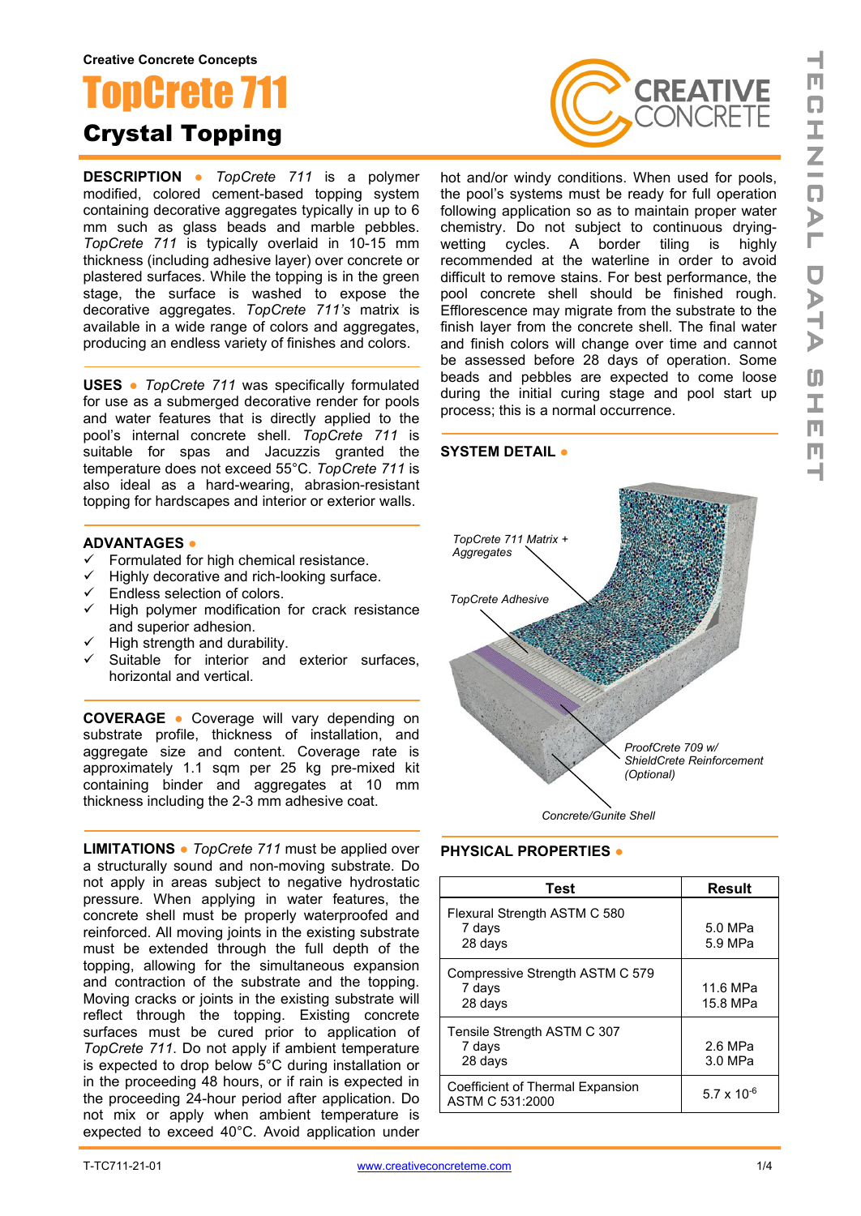Creative Concrete Concepts

# TopCrete 711

## Crystal Topping

**DESCRIPTION** ● *TopCrete 711* is a polymer modified, colored cement-based topping system containing decorative aggregates typically in up to 6 mm such as glass beads and marble pebbles. *TopCrete 711* is typically overlaid in 10-15 mm thickness (including adhesive layer) over concrete or plastered surfaces. While the topping is in the green stage, the surface is washed to expose the decorative aggregates. *TopCrete 711's* matrix is available in a wide range of colors and aggregates, producing an endless variety of finishes and colors.

**USES** ● *TopCrete 711* was specifically formulated for use as a submerged decorative render for pools and water features that is directly applied to the pool's internal concrete shell. *TopCrete 711* is suitable for spas and Jacuzzis granted the temperature does not exceed 55°C. *TopCrete 711* is also ideal as a hard-wearing, abrasion-resistant topping for hardscapes and interior or exterior walls.

**ADVANTAGES** ●

- ✓ Formulated for high chemical resistance.
- ✓ Highly decorative and rich-looking surface.
- ✓ Endless selection of colors.
- ✓ High polymer modification for crack resistance and superior adhesion.
- ✓ High strength and durability.
- ✓ Suitable for interior and exterior surfaces, horizontal and vertical.

**COVERAGE** ● Coverage will vary depending on substrate profile, thickness of installation, and aggregate size and content. Coverage rate is approximately 1.1 sqm per 25 kg pre-mixed kit containing binder and aggregates at 10 mm thickness including the 2-3 mm adhesive coat.

**LIMITATIONS** ● *TopCrete 711* must be applied over a structurally sound and non-moving substrate. Do not apply in areas subject to negative hydrostatic pressure. When applying in water features, the concrete shell must be properly waterproofed and reinforced. All moving joints in the existing substrate must be extended through the full depth of the topping, allowing for the simultaneous expansion and contraction of the substrate and the topping. Moving cracks or joints in the existing substrate will reflect through the topping. Existing concrete surfaces must be cured prior to application of *TopCrete 711*. Do not apply if ambient temperature is expected to drop below 5°C during installation or in the proceeding 48 hours, or if rain is expected in the proceeding 24-hour period after application. Do not mix or apply when ambient temperature is expected to exceed 40°C. Avoid application under hot and/or windy conditions. When used for pools, the pool's systems must be ready for full operation following application so as to maintain proper water chemistry. Do not subject to continuous drying-wetting cycles. A border tiling is highly recommended at the waterline in order to avoid difficult to remove stains. For best performance, the pool concrete shell should be finished rough. Efflorescence may migrate from the substrate to the finish layer from the concrete shell. The final water and finish colors will change over time and cannot be assessed before 28 days of operation. Some beads and pebbles are expected to come loose during the initial curing stage and pool start up process; this is a normal occurrence.

**SYSTEM DETAIL** ●

TopCrete 711 Matrix + Aggregates

TopCrete Adhesive

ProofCrete 709 w/ ShieldCrete Reinforcement (Optional)

Concrete/Gunite Shell

**PHYSICAL PROPERTIES** ●

| Test | Result |
|---|---|
| Flexural Strength ASTM C 580<br>7 days<br>28 days | <br>5.0 MPa<br>5.9 MPa |
| Compressive Strength ASTM C 579<br>7 days<br>28 days | <br>11.6 MPa<br>15.8 MPa |
| Tensile Strength ASTM C 307<br>7 days<br>28 days | <br>2.6 MPa<br>3.0 MPa |
| Coefficient of Thermal Expansion ASTM C 531:2000 | $5.7 \times 10^{-6}$ |

T-TC711-21-01 www.creativeconcreteme.com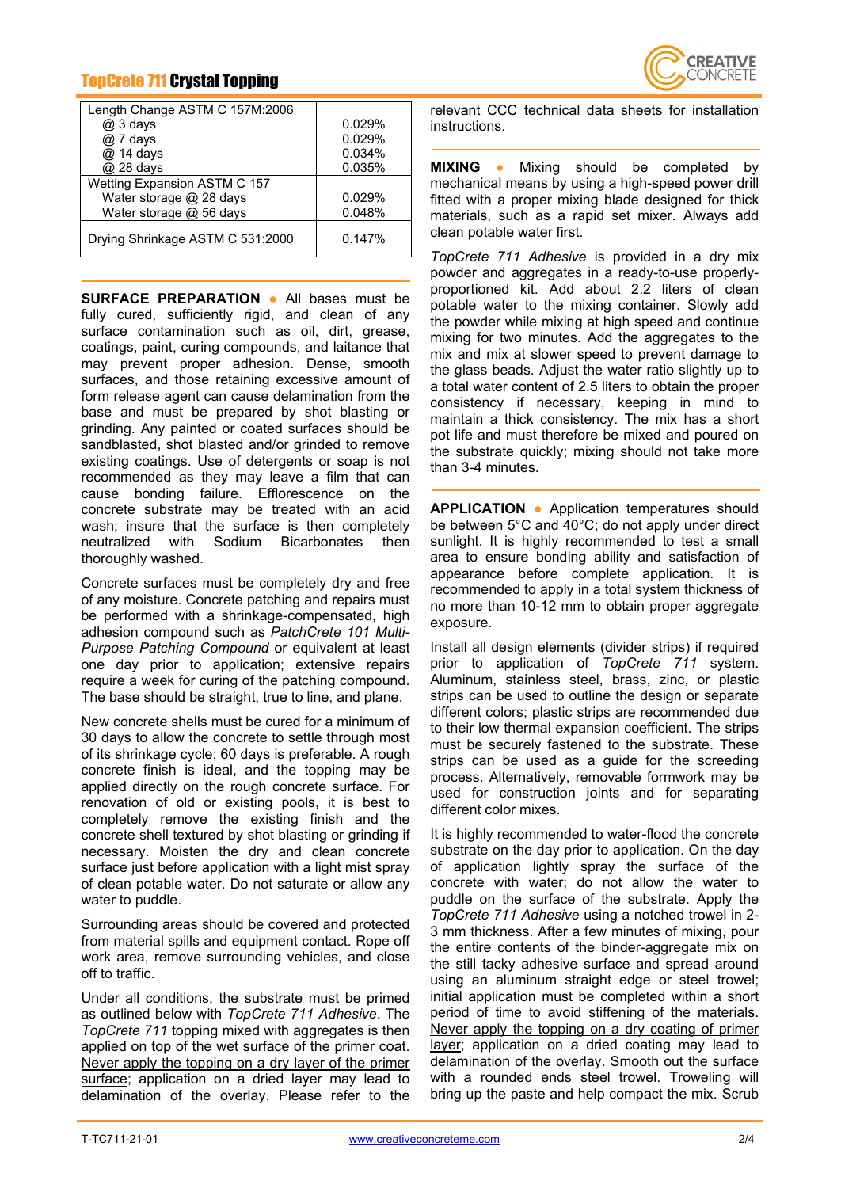| Length Change ASTM C 157M:2006 | |
|---|---|
| @ 3 days | 0.029% |
| @ 7 days | 0.029% |
| @ 14 days | 0.034% |
| @ 28 days | 0.035% |
| Wetting Expansion ASTM C 157 | |
| Water storage @ 28 days | 0.029% |
| Water storage @ 56 days | 0.048% |
| Drying Shrinkage ASTM C 531:2000 | 0.147% |

**SURFACE PREPARATION** ● All bases must be fully cured, sufficiently rigid, and clean of any surface contamination such as oil, dirt, grease, coatings, paint, curing compounds, and laitance that may prevent proper adhesion. Dense, smooth surfaces, and those retaining excessive amount of form release agent can cause delamination from the base and must be prepared by shot blasting or grinding. Any painted or coated surfaces should be sandblasted, shot blasted and/or grinded to remove existing coatings. Use of detergents or soap is not recommended as they may leave a film that can cause bonding failure. Efflorescence on the concrete substrate may be treated with an acid wash; insure that the surface is then completely neutralized with Sodium Bicarbonates then thoroughly washed.

Concrete surfaces must be completely dry and free of any moisture. Concrete patching and repairs must be performed with a shrinkage-compensated, high adhesion compound such as *PatchCrete 101 Multi-Purpose Patching Compound* or equivalent at least one day prior to application; extensive repairs require a week for curing of the patching compound. The base should be straight, true to line, and plane.

New concrete shells must be cured for a minimum of 30 days to allow the concrete to settle through most of its shrinkage cycle; 60 days is preferable. A rough concrete finish is ideal, and the topping may be applied directly on the rough concrete surface. For renovation of old or existing pools, it is best to completely remove the existing finish and the concrete shell textured by shot blasting or grinding if necessary. Moisten the dry and clean concrete surface just before application with a light mist spray of clean potable water. Do not saturate or allow any water to puddle.

Surrounding areas should be covered and protected from material spills and equipment contact. Rope off work area, remove surrounding vehicles, and close off to traffic.

Under all conditions, the substrate must be primed as outlined below with *TopCrete 711 Adhesive*. The *TopCrete 711* topping mixed with aggregates is then applied on top of the wet surface of the primer coat. <u>Never apply the topping on a dry layer of the primer surface</u>; application on a dried layer may lead to delamination of the overlay. Please refer to the relevant CCC technical data sheets for installation instructions.

**MIXING** ● Mixing should be completed by mechanical means by using a high-speed power drill fitted with a proper mixing blade designed for thick materials, such as a rapid set mixer. Always add clean potable water first.

*TopCrete 711 Adhesive* is provided in a dry mix powder and aggregates in a ready-to-use properly-proportioned kit. Add about 2.2 liters of clean potable water to the mixing container. Slowly add the powder while mixing at high speed and continue mixing for two minutes. Add the aggregates to the mix and mix at slower speed to prevent damage to the glass beads. Adjust the water ratio slightly up to a total water content of 2.5 liters to obtain the proper consistency if necessary, keeping in mind to maintain a thick consistency. The mix has a short pot life and must therefore be mixed and poured on the substrate quickly; mixing should not take more than 3-4 minutes.

**APPLICATION** ● Application temperatures should be between 5°C and 40°C; do not apply under direct sunlight. It is highly recommended to test a small area to ensure bonding ability and satisfaction of appearance before complete application. It is recommended to apply in a total system thickness of no more than 10-12 mm to obtain proper aggregate exposure.

Install all design elements (divider strips) if required prior to application of *TopCrete 711* system. Aluminum, stainless steel, brass, zinc, or plastic strips can be used to outline the design or separate different colors; plastic strips are recommended due to their low thermal expansion coefficient. The strips must be securely fastened to the substrate. These strips can be used as a guide for the screeding process. Alternatively, removable formwork may be used for construction joints and for separating different color mixes.

It is highly recommended to water-flood the concrete substrate on the day prior to application. On the day of application lightly spray the surface of the concrete with water; do not allow the water to puddle on the surface of the substrate. Apply the *TopCrete 711 Adhesive* using a notched trowel in 2-3 mm thickness. After a few minutes of mixing, pour the entire contents of the binder-aggregate mix on the still tacky adhesive surface and spread around using an aluminum straight edge or steel trowel; initial application must be completed within a short period of time to avoid stiffening of the materials. <u>Never apply the topping on a dry coating of primer layer</u>; application on a dried coating may lead to delamination of the overlay. Smooth out the surface with a rounded ends steel trowel. Troweling will bring up the paste and help compact the mix. Scrub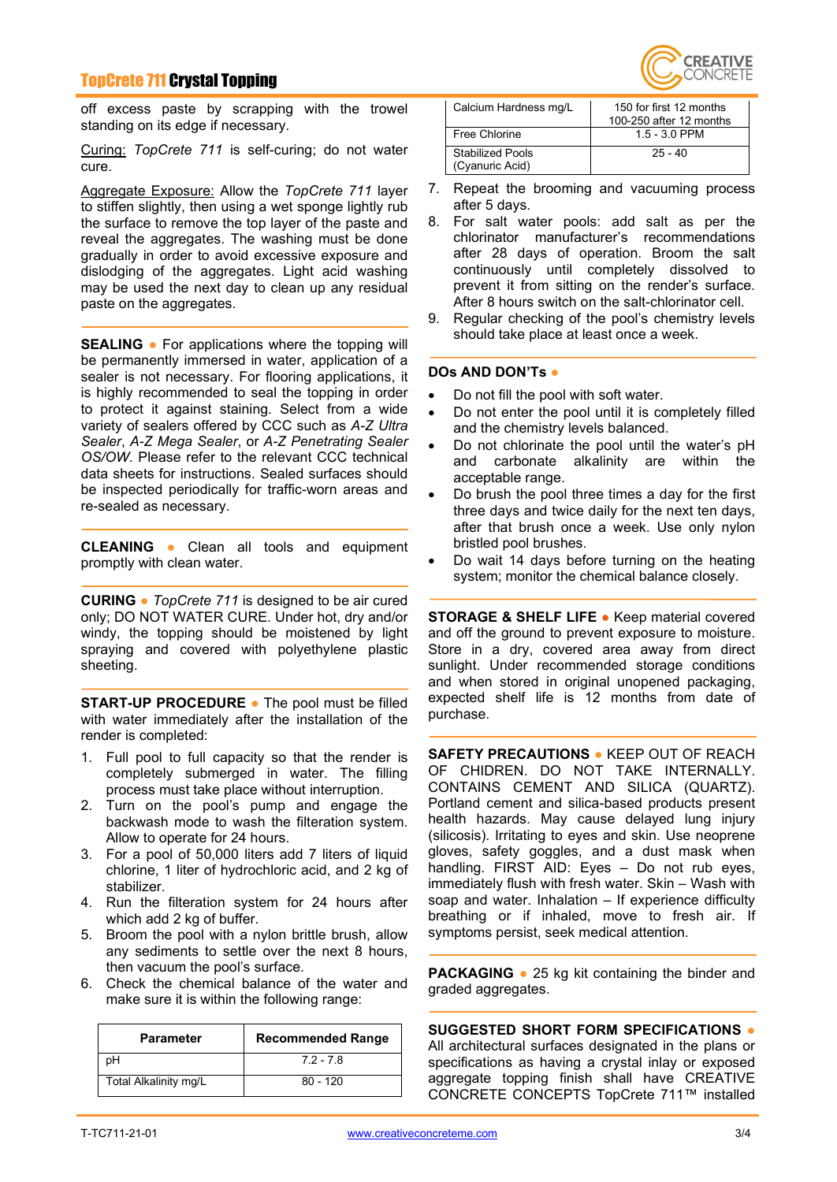off excess paste by scrapping with the trowel standing on its edge if necessary.

Curing: *TopCrete 711* is self-curing; do not water cure.

Aggregate Exposure: Allow the *TopCrete 711* layer to stiffen slightly, then using a wet sponge lightly rub the surface to remove the top layer of the paste and reveal the aggregates. The washing must be done gradually in order to avoid excessive exposure and dislodging of the aggregates. Light acid washing may be used the next day to clean up any residual paste on the aggregates.

**SEALING** ● For applications where the topping will be permanently immersed in water, application of a sealer is not necessary. For flooring applications, it is highly recommended to seal the topping in order to protect it against staining. Select from a wide variety of sealers offered by CCC such as *A-Z Ultra Sealer*, *A-Z Mega Sealer*, or *A-Z Penetrating Sealer OS/OW*. Please refer to the relevant CCC technical data sheets for instructions. Sealed surfaces should be inspected periodically for traffic-worn areas and re-sealed as necessary.

**CLEANING** ● Clean all tools and equipment promptly with clean water.

**CURING** ● *TopCrete 711* is designed to be air cured only; DO NOT WATER CURE. Under hot, dry and/or windy, the topping should be moistened by light spraying and covered with polyethylene plastic sheeting.

**START-UP PROCEDURE** ● The pool must be filled with water immediately after the installation of the render is completed:

1. Full pool to full capacity so that the render is completely submerged in water. The filling process must take place without interruption.
2. Turn on the pool's pump and engage the backwash mode to wash the filtration system. Allow to operate for 24 hours.
3. For a pool of 50,000 liters add 7 liters of liquid chlorine, 1 liter of hydrochloric acid, and 2 kg of stabilizer.
4. Run the filtration system for 24 hours after which add 2 kg of buffer.
5. Broom the pool with a nylon brittle brush, allow any sediments to settle over the next 8 hours, then vacuum the pool's surface.
6. Check the chemical balance of the water and make sure it is within the following range:

| Parameter | Recommended Range |
|---|---|
| pH | 7.2 - 7.8 |
| Total Alkalinity mg/L | 80 - 120 |
| Calcium Hardness mg/L | 150 for first 12 months<br>100-250 after 12 months |
| Free Chlorine | 1.5 - 3.0 PPM |
| Stabilized Pools (Cyanuric Acid) | 25 - 40 |

7. Repeat the brooming and vacuuming process after 5 days.
8. For salt water pools: add salt as per the chlorinator manufacturer's recommendations after 28 days of operation. Broom the salt continuously until completely dissolved to prevent it from sitting on the render's surface. After 8 hours switch on the salt-chlorinator cell.
9. Regular checking of the pool's chemistry levels should take place at least once a week.

**DOs AND DON'Ts** ●

- Do not fill the pool with soft water.
- Do not enter the pool until it is completely filled and the chemistry levels balanced.
- Do not chlorinate the pool until the water's pH and carbonate alkalinity are within the acceptable range.
- Do brush the pool three times a day for the first three days and twice daily for the next ten days, after that brush once a week. Use only nylon bristled pool brushes.
- Do wait 14 days before turning on the heating system; monitor the chemical balance closely.

**STORAGE & SHELF LIFE** ● Keep material covered and off the ground to prevent exposure to moisture. Store in a dry, covered area away from direct sunlight. Under recommended storage conditions and when stored in original unopened packaging, expected shelf life is 12 months from date of purchase.

**SAFETY PRECAUTIONS** ● KEEP OUT OF REACH OF CHIDREN. DO NOT TAKE INTERNALLY. CONTAINS CEMENT AND SILICA (QUARTZ). Portland cement and silica-based products present health hazards. May cause delayed lung injury (silicosis). Irritating to eyes and skin. Use neoprene gloves, safety goggles, and a dust mask when handling. FIRST AID: Eyes – Do not rub eyes, immediately flush with fresh water. Skin – Wash with soap and water. Inhalation – If experience difficulty breathing or if inhaled, move to fresh air. If symptoms persist, seek medical attention.

**PACKAGING** ● 25 kg kit containing the binder and graded aggregates.

**SUGGESTED SHORT FORM SPECIFICATIONS** ●
All architectural surfaces designated in the plans or specifications as having a crystal inlay or exposed aggregate topping finish shall have CREATIVE CONCRETE CONCEPTS TopCrete 711™ installed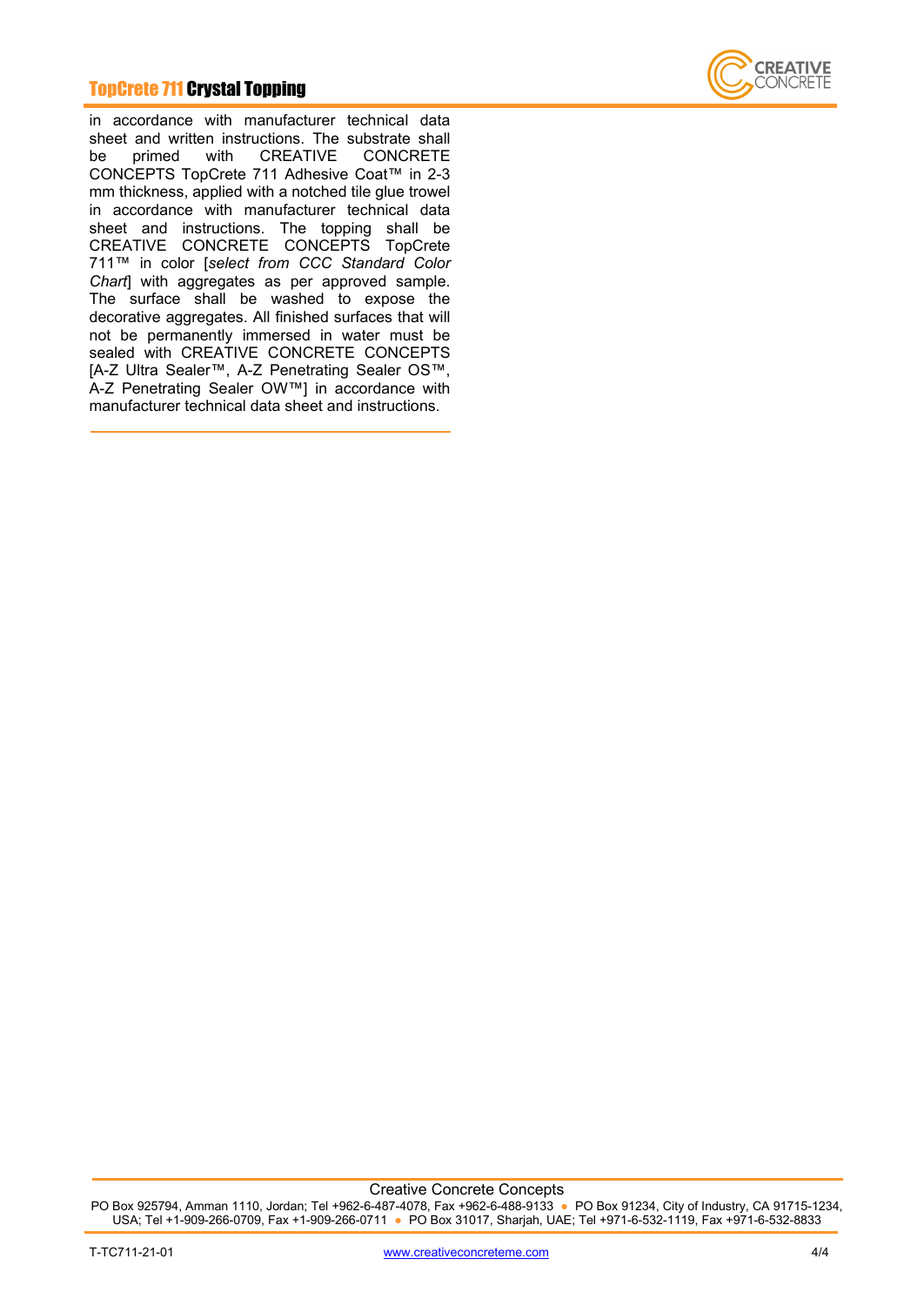in accordance with manufacturer technical data sheet and written instructions. The substrate shall be primed with CREATIVE CONCRETE CONCEPTS TopCrete 711 Adhesive Coat™ in 2-3 mm thickness, applied with a notched tile glue trowel in accordance with manufacturer technical data sheet and instructions. The topping shall be CREATIVE CONCRETE CONCEPTS TopCrete 711™ in color [*select from CCC Standard Color Chart*] with aggregates as per approved sample. The surface shall be washed to expose the decorative aggregates. All finished surfaces that will not be permanently immersed in water must be sealed with CREATIVE CONCRETE CONCEPTS [A-Z Ultra Sealer™, A-Z Penetrating Sealer OS™, A-Z Penetrating Sealer OW™] in accordance with manufacturer technical data sheet and instructions.